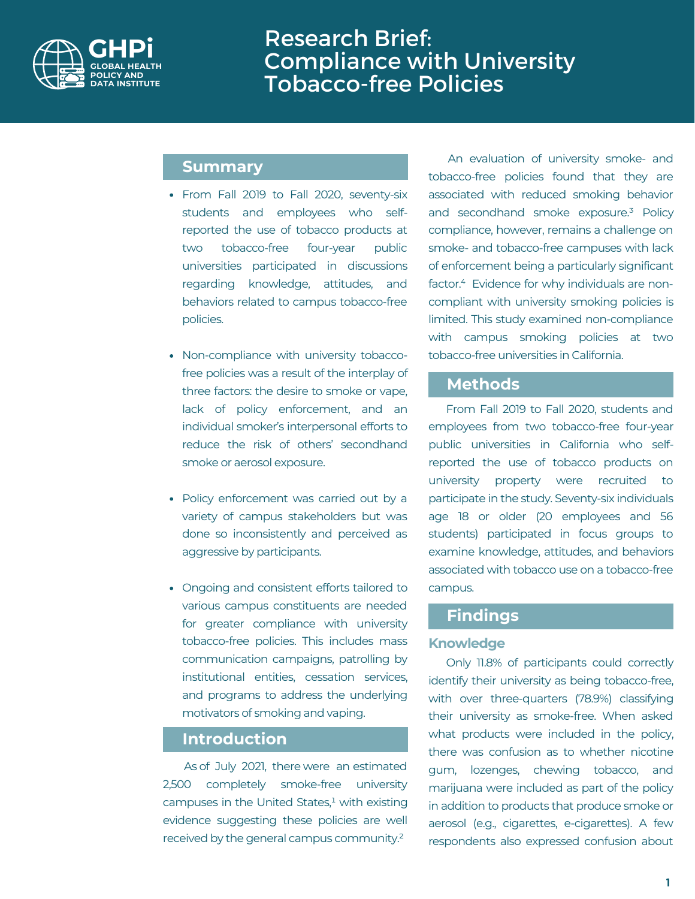GHPi GLOBAL HEALTH POLICY AND DATA INSTITUTE

# Research Brief: Compliance with University Tobacco-free Policies

## Summary

- From Fall 2019 to Fall 2020, seventy-six students and employees who self-reported the use of tobacco products at two tobacco-free four-year public universities participated in discussions regarding knowledge, attitudes, and behaviors related to campus tobacco-free policies.
- Non-compliance with university tobacco-free policies was a result of the interplay of three factors: the desire to smoke or vape, lack of policy enforcement, and an individual smoker's interpersonal efforts to reduce the risk of others' secondhand smoke or aerosol exposure.
- Policy enforcement was carried out by a variety of campus stakeholders but was done so inconsistently and perceived as aggressive by participants.
- Ongoing and consistent efforts tailored to various campus constituents are needed for greater compliance with university tobacco-free policies. This includes mass communication campaigns, patrolling by institutional entities, cessation services, and programs to address the underlying motivators of smoking and vaping.

## Introduction

As of July 2021, there were an estimated 2,500 completely smoke-free university campuses in the United States,[1] with existing evidence suggesting these policies are well received by the general campus community.[2]

An evaluation of university smoke- and tobacco-free policies found that they are associated with reduced smoking behavior and secondhand smoke exposure.[3] Policy compliance, however, remains a challenge on smoke- and tobacco-free campuses with lack of enforcement being a particularly significant factor.[4] Evidence for why individuals are non-compliant with university smoking policies is limited. This study examined non-compliance with campus smoking policies at two tobacco-free universities in California.

## Methods

From Fall 2019 to Fall 2020, students and employees from two tobacco-free four-year public universities in California who self-reported the use of tobacco products on university property were recruited to participate in the study. Seventy-six individuals age 18 or older (20 employees and 56 students) participated in focus groups to examine knowledge, attitudes, and behaviors associated with tobacco use on a tobacco-free campus.

## Findings

### Knowledge

Only 11.8% of participants could correctly identify their university as being tobacco-free, with over three-quarters (78.9%) classifying their university as smoke-free. When asked what products were included in the policy, there was confusion as to whether nicotine gum, lozenges, chewing tobacco, and marijuana were included as part of the policy in addition to products that produce smoke or aerosol (e.g., cigarettes, e-cigarettes). A few respondents also expressed confusion about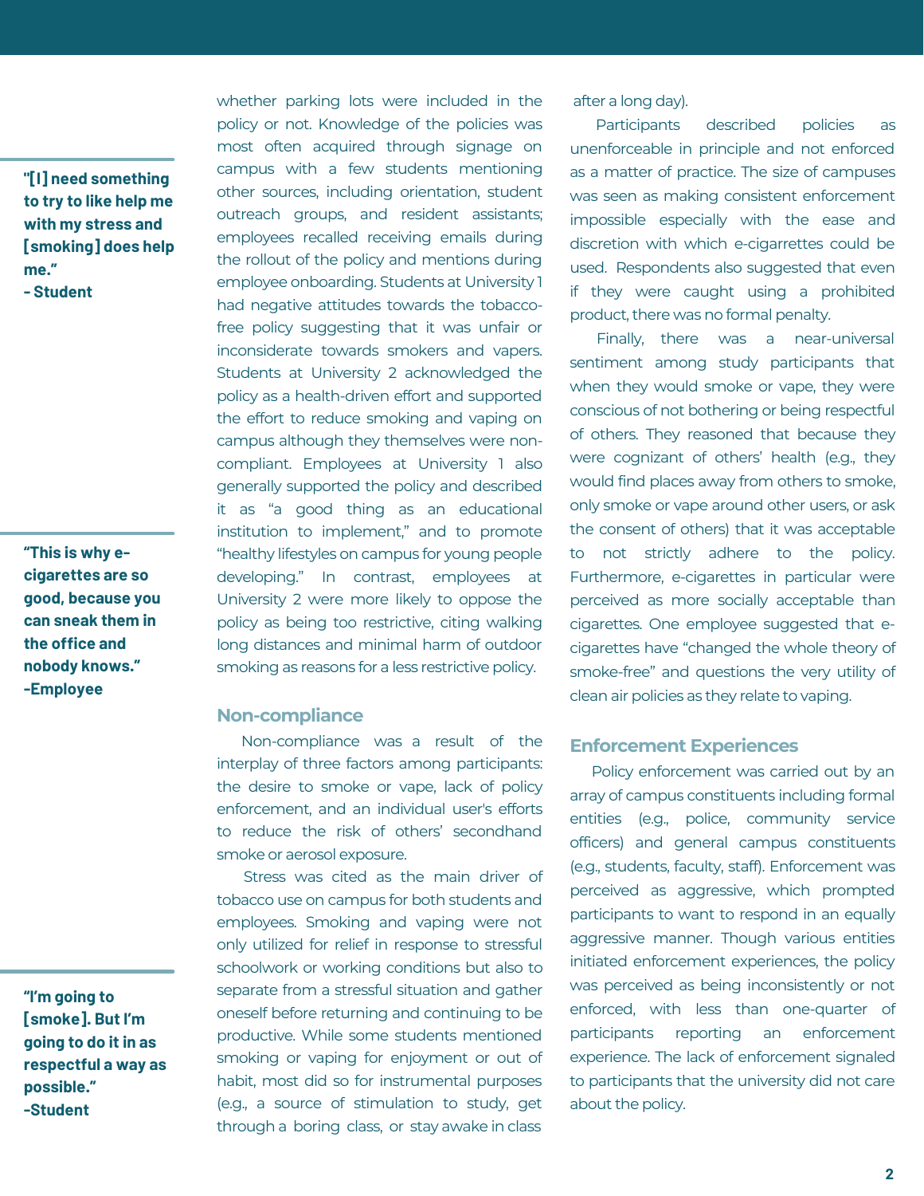whether parking lots were included in the policy or not. Knowledge of the policies was most often acquired through signage on campus with a few students mentioning other sources, including orientation, student outreach groups, and resident assistants; employees recalled receiving emails during the rollout of the policy and mentions during employee onboarding. Students at University 1 had negative attitudes towards the tobacco-free policy suggesting that it was unfair or inconsiderate towards smokers and vapers. Students at University 2 acknowledged the policy as a health-driven effort and supported the effort to reduce smoking and vaping on campus although they themselves were non-compliant. Employees at University 1 also generally supported the policy and described it as "a good thing as an educational institution to implement," and to promote "healthy lifestyles on campus for young people developing." In contrast, employees at University 2 were more likely to oppose the policy as being too restrictive, citing walking long distances and minimal harm of outdoor smoking as reasons for a less restrictive policy.

> **"[I] need something to try to like help me with my stress and [smoking] does help me."**
> **- Student**

## Non-compliance

Non-compliance was a result of the interplay of three factors among participants: the desire to smoke or vape, lack of policy enforcement, and an individual user's efforts to reduce the risk of others' secondhand smoke or aerosol exposure.

Stress was cited as the main driver of tobacco use on campus for both students and employees. Smoking and vaping were not only utilized for relief in response to stressful schoolwork or working conditions but also to separate from a stressful situation and gather oneself before returning and continuing to be productive. While some students mentioned smoking or vaping for enjoyment or out of habit, most did so for instrumental purposes (e.g., a source of stimulation to study, get through a boring class, or stay awake in class after a long day).

> **"This is why e-cigarettes are so good, because you can sneak them in the office and nobody knows."**
> **-Employee**

Participants described policies as unenforceable in principle and not enforced as a matter of practice. The size of campuses was seen as making consistent enforcement impossible especially with the ease and discretion with which e-cigarettes could be used. Respondents also suggested that even if they were caught using a prohibited product, there was no formal penalty.

Finally, there was a near-universal sentiment among study participants that when they would smoke or vape, they were conscious of not bothering or being respectful of others. They reasoned that because they were cognizant of others' health (e.g., they would find places away from others to smoke, only smoke or vape around other users, or ask the consent of others) that it was acceptable to not strictly adhere to the policy. Furthermore, e-cigarettes in particular were perceived as more socially acceptable than cigarettes. One employee suggested that e-cigarettes have "changed the whole theory of smoke-free" and questions the very utility of clean air policies as they relate to vaping.

> **"I'm going to [smoke]. But I'm going to do it in as respectful a way as possible."**
> **-Student**

## Enforcement Experiences

Policy enforcement was carried out by an array of campus constituents including formal entities (e.g., police, community service officers) and general campus constituents (e.g., students, faculty, staff). Enforcement was perceived as aggressive, which prompted participants to want to respond in an equally aggressive manner. Though various entities initiated enforcement experiences, the policy was perceived as being inconsistently or not enforced, with less than one-quarter of participants reporting an enforcement experience. The lack of enforcement signaled to participants that the university did not care about the policy.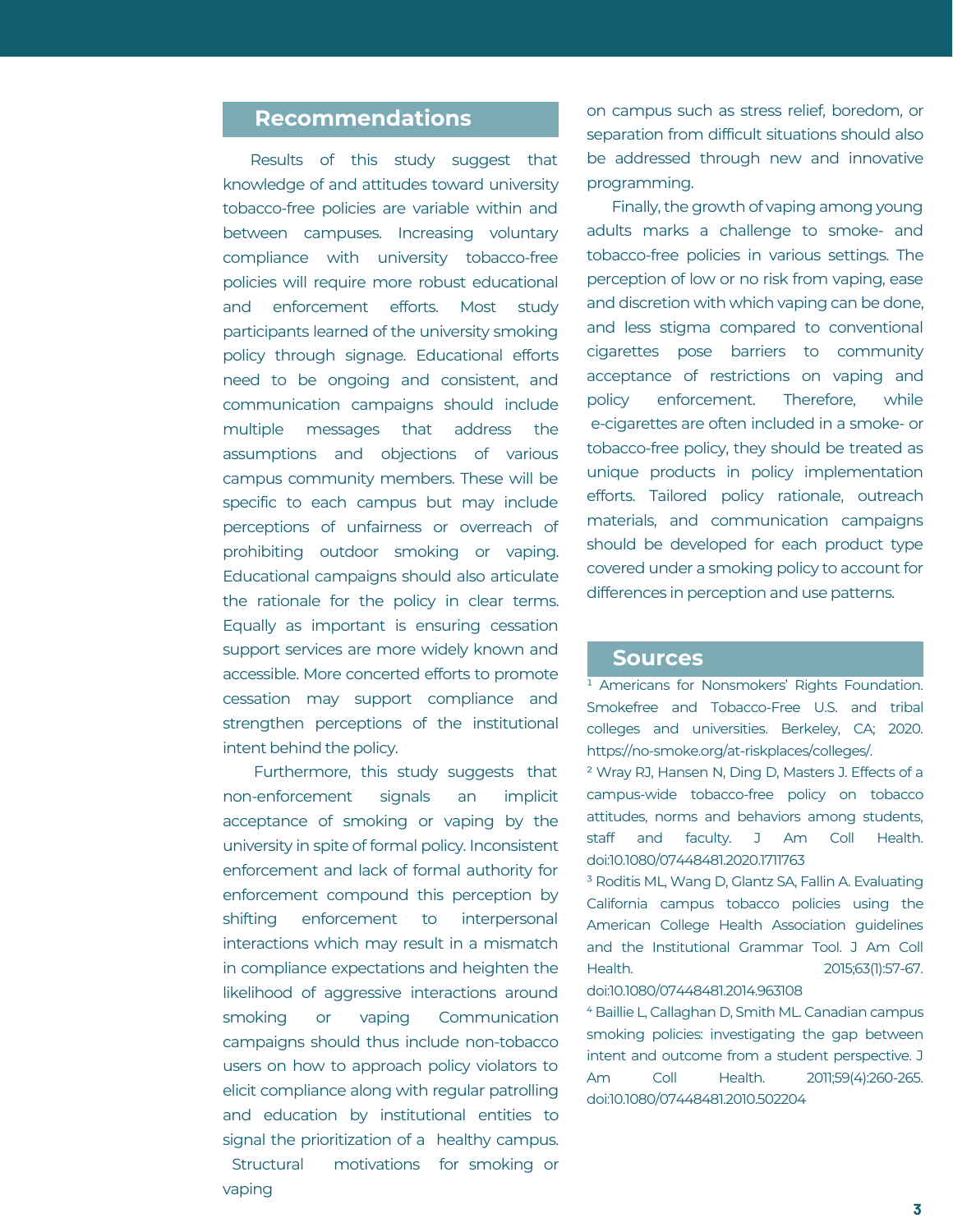## Recommendations

Results of this study suggest that knowledge of and attitudes toward university tobacco-free policies are variable within and between campuses. Increasing voluntary compliance with university tobacco-free policies will require more robust educational and enforcement efforts. Most study participants learned of the university smoking policy through signage. Educational efforts need to be ongoing and consistent, and communication campaigns should include multiple messages that address the assumptions and objections of various campus community members. These will be specific to each campus but may include perceptions of unfairness or overreach of prohibiting outdoor smoking or vaping. Educational campaigns should also articulate the rationale for the policy in clear terms. Equally as important is ensuring cessation support services are more widely known and accessible. More concerted efforts to promote cessation may support compliance and strengthen perceptions of the institutional intent behind the policy.

Furthermore, this study suggests that non-enforcement signals an implicit acceptance of smoking or vaping by the university in spite of formal policy. Inconsistent enforcement and lack of formal authority for enforcement compound this perception by shifting enforcement to interpersonal interactions which may result in a mismatch in compliance expectations and heighten the likelihood of aggressive interactions around smoking or vaping Communication campaigns should thus include non-tobacco users on how to approach policy violators to elicit compliance along with regular patrolling and education by institutional entities to signal the prioritization of a healthy campus. Structural motivations for smoking or vaping on campus such as stress relief, boredom, or separation from difficult situations should also be addressed through new and innovative programming.

Finally, the growth of vaping among young adults marks a challenge to smoke- and tobacco-free policies in various settings. The perception of low or no risk from vaping, ease and discretion with which vaping can be done, and less stigma compared to conventional cigarettes pose barriers to community acceptance of restrictions on vaping and policy enforcement. Therefore, while e-cigarettes are often included in a smoke- or tobacco-free policy, they should be treated as unique products in policy implementation efforts. Tailored policy rationale, outreach materials, and communication campaigns should be developed for each product type covered under a smoking policy to account for differences in perception and use patterns.

## Sources

[1] Americans for Nonsmokers' Rights Foundation. Smokefree and Tobacco-Free U.S. and tribal colleges and universities. Berkeley, CA; 2020. https://no-smoke.org/at-riskplaces/colleges/.

[2] Wray RJ, Hansen N, Ding D, Masters J. Effects of a campus-wide tobacco-free policy on tobacco attitudes, norms and behaviors among students, staff and faculty. J Am Coll Health. doi:10.1080/07448481.2020.1711763

[3] Roditis ML, Wang D, Glantz SA, Fallin A. Evaluating California campus tobacco policies using the American College Health Association guidelines and the Institutional Grammar Tool. J Am Coll Health. 2015;63(1):57-67. doi:10.1080/07448481.2014.963108

[4] Baillie L, Callaghan D, Smith ML. Canadian campus smoking policies: investigating the gap between intent and outcome from a student perspective. J Am Coll Health. 2011;59(4):260-265. doi:10.1080/07448481.2010.502204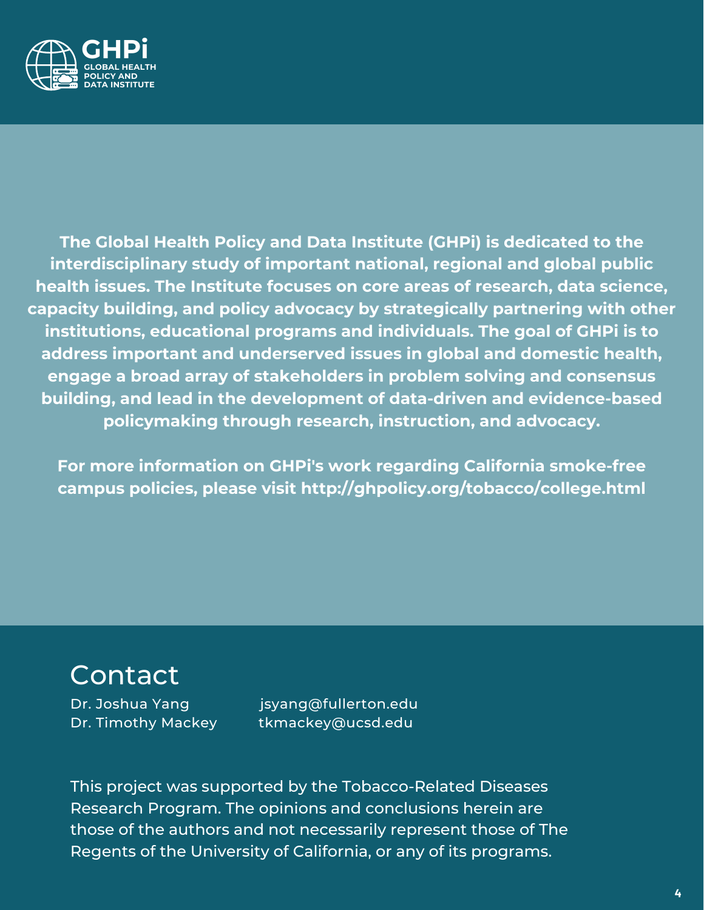**GHPi**
**GLOBAL HEALTH POLICY AND DATA INSTITUTE**

**The Global Health Policy and Data Institute (GHPi) is dedicated to the interdisciplinary study of important national, regional and global public health issues. The Institute focuses on core areas of research, data science, capacity building, and policy advocacy by strategically partnering with other institutions, educational programs and individuals. The goal of GHPi is to address important and underserved issues in global and domestic health, engage a broad array of stakeholders in problem solving and consensus building, and lead in the development of data-driven and evidence-based policymaking through research, instruction, and advocacy.**

**For more information on GHPi's work regarding California smoke-free campus policies, please visit http://ghpolicy.org/tobacco/college.html**

## Contact

Dr. Joshua Yang jsyang@fullerton.edu
Dr. Timothy Mackey tkmackey@ucsd.edu

This project was supported by the Tobacco-Related Diseases Research Program. The opinions and conclusions herein are those of the authors and not necessarily represent those of The Regents of the University of California, or any of its programs.